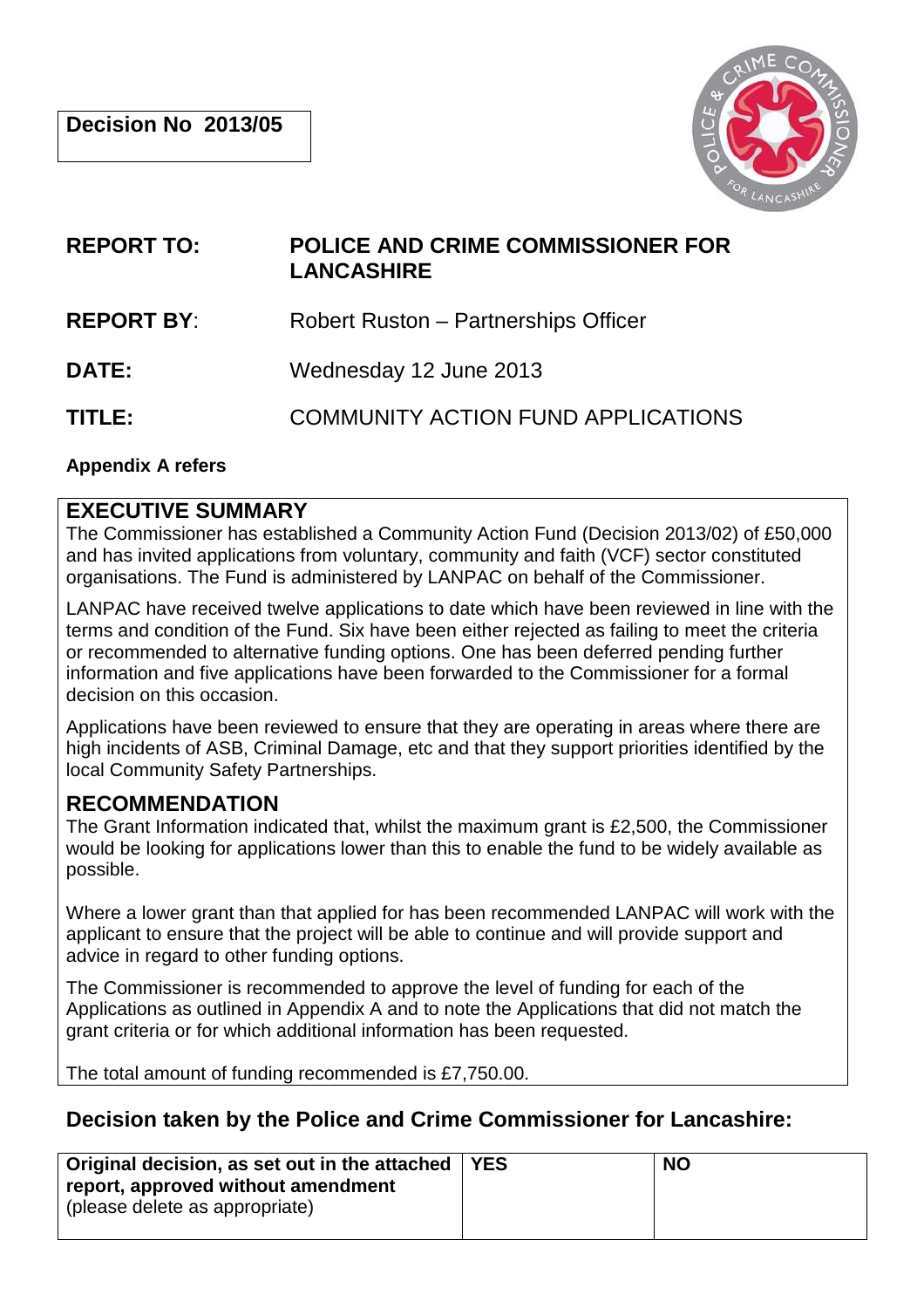**Decision No 2013/05**

| | |
|---|---|
| **REPORT TO:** | **POLICE AND CRIME COMMISSIONER FOR LANCASHIRE** |
| **REPORT BY:** | Robert Ruston – Partnerships Officer |
| **DATE:** | Wednesday 12 June 2013 |
| **TITLE:** | COMMUNITY ACTION FUND APPLICATIONS |

**Appendix A refers**

## EXECUTIVE SUMMARY

The Commissioner has established a Community Action Fund (Decision 2013/02) of £50,000 and has invited applications from voluntary, community and faith (VCF) sector constituted organisations. The Fund is administered by LANPAC on behalf of the Commissioner.

LANPAC have received twelve applications to date which have been reviewed in line with the terms and condition of the Fund. Six have been either rejected as failing to meet the criteria or recommended to alternative funding options. One has been deferred pending further information and five applications have been forwarded to the Commissioner for a formal decision on this occasion.

Applications have been reviewed to ensure that they are operating in areas where there are high incidents of ASB, Criminal Damage, etc and that they support priorities identified by the local Community Safety Partnerships.

## RECOMMENDATION

The Grant Information indicated that, whilst the maximum grant is £2,500, the Commissioner would be looking for applications lower than this to enable the fund to be widely available as possible.

Where a lower grant than that applied for has been recommended LANPAC will work with the applicant to ensure that the project will be able to continue and will provide support and advice in regard to other funding options.

The Commissioner is recommended to approve the level of funding for each of the Applications as outlined in Appendix A and to note the Applications that did not match the grant criteria or for which additional information has been requested.

The total amount of funding recommended is £7,750.00.

## Decision taken by the Police and Crime Commissioner for Lancashire:

| **Original decision, as set out in the attached report, approved without amendment** (please delete as appropriate) | **YES** | **NO** |
|---|---|---|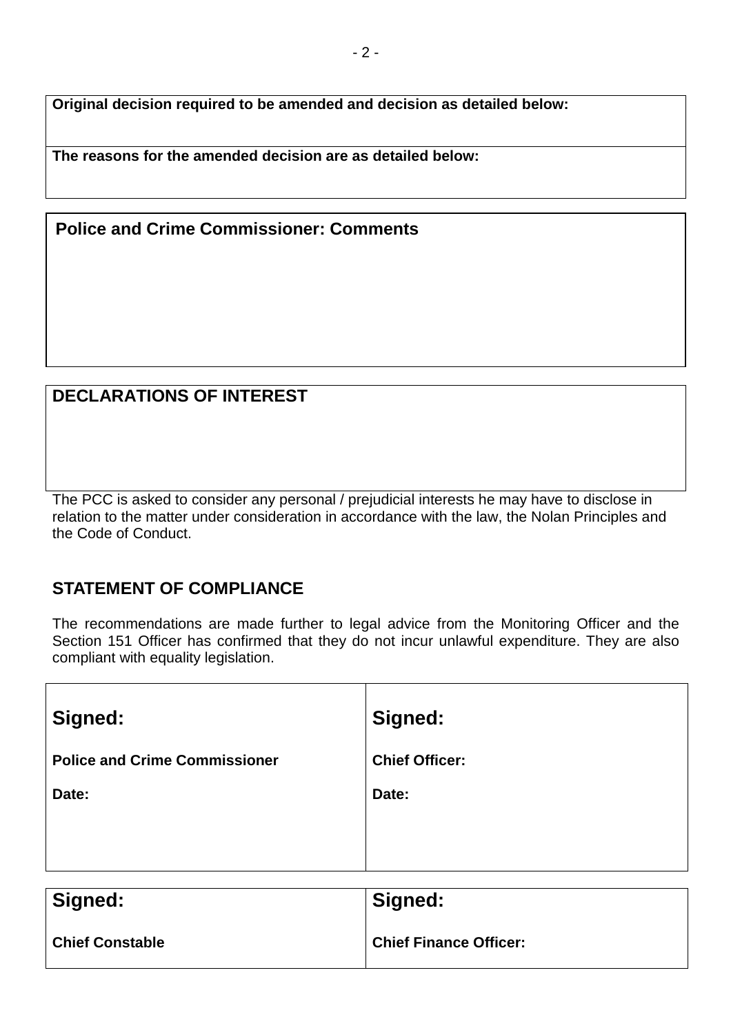**Original decision required to be amended and decision as detailed below:**

**The reasons for the amended decision are as detailed below:**

## Police and Crime Commissioner: Comments

## DECLARATIONS OF INTEREST

The PCC is asked to consider any personal / prejudicial interests he may have to disclose in relation to the matter under consideration in accordance with the law, the Nolan Principles and the Code of Conduct.

## STATEMENT OF COMPLIANCE

The recommendations are made further to legal advice from the Monitoring Officer and the Section 151 Officer has confirmed that they do not incur unlawful expenditure. They are also compliant with equality legislation.

| **Signed:** | **Signed:** |
|---|---|
| **Police and Crime Commissioner** | **Chief Officer:** |
| **Date:** | **Date:** |

| **Signed:** | **Signed:** |
|---|---|
| **Chief Constable** | **Chief Finance Officer:** |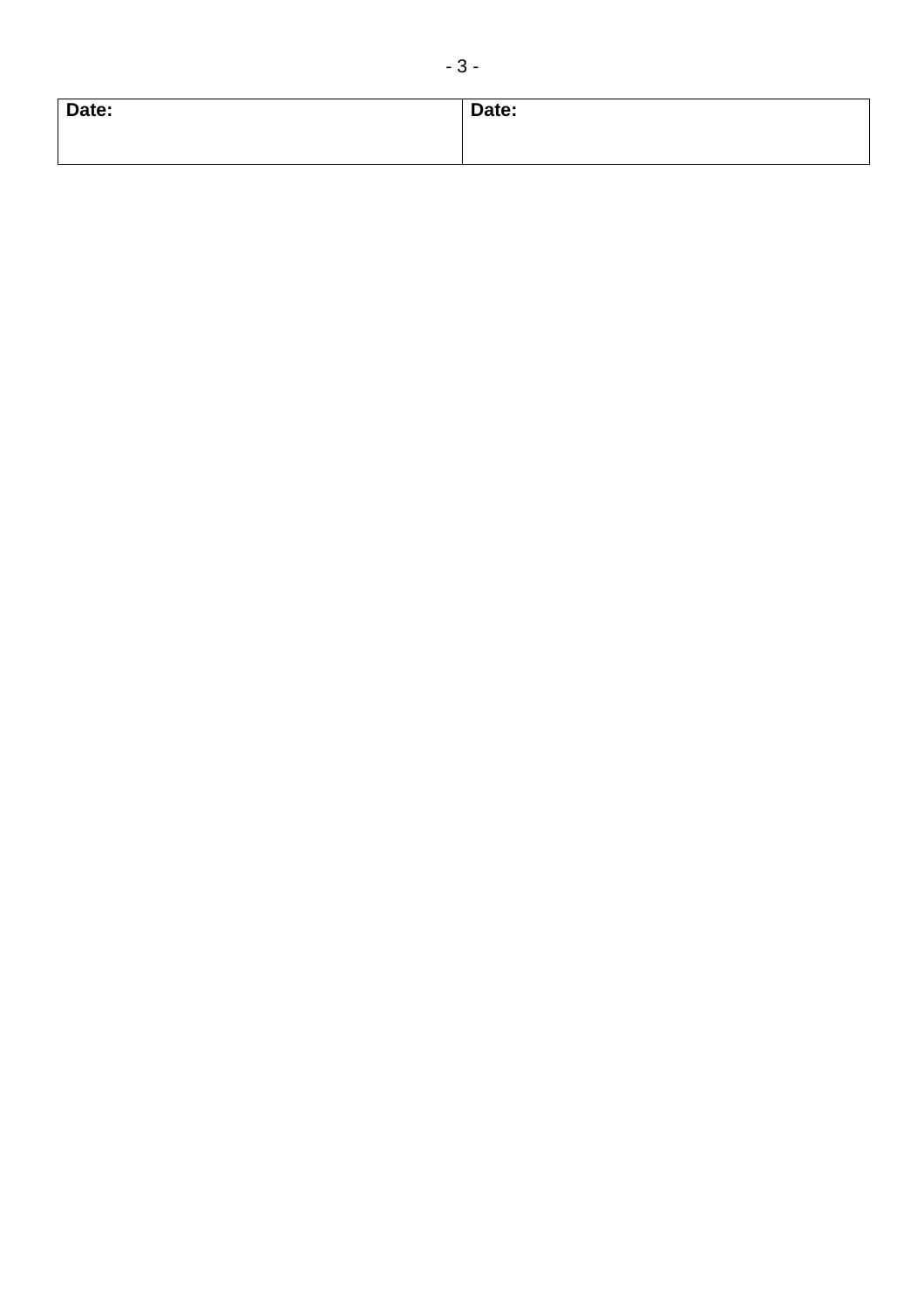| | |
|---|---|
| **Date:** | **Date:** |